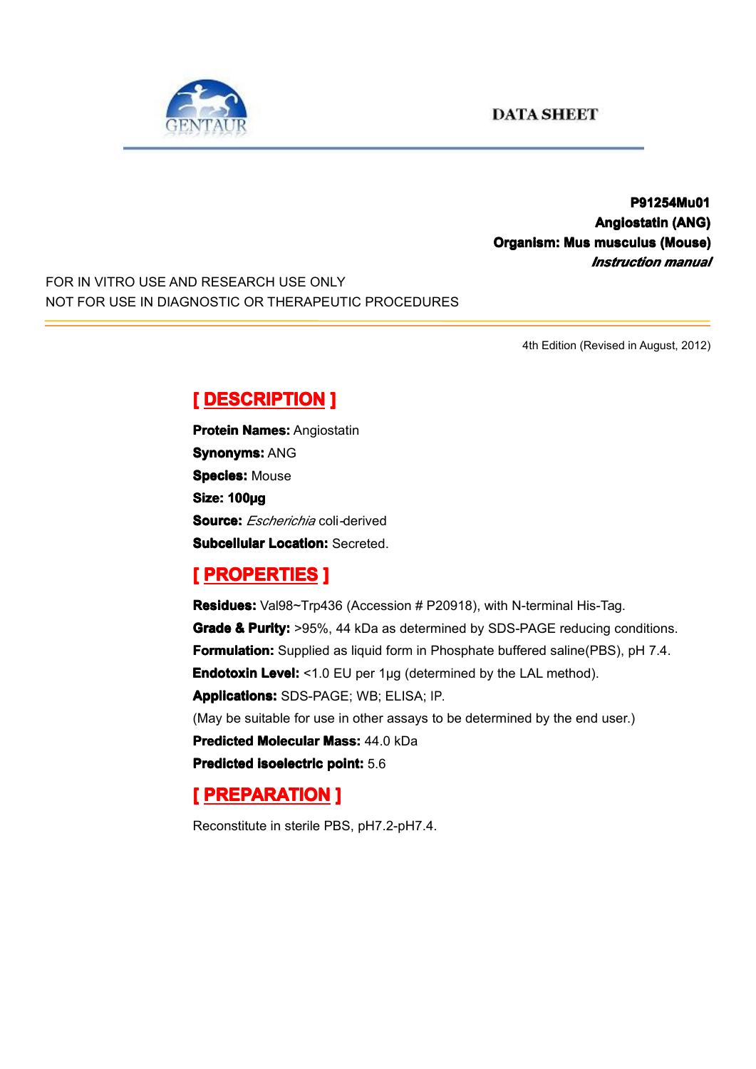GENTAUR

DATA SHEET

**P91254Mu01**
**Angiostatin (ANG)**
**Organism: Mus musculus (Mouse)**
***Instruction manual***

FOR IN VITRO USE AND RESEARCH USE ONLY
NOT FOR USE IN DIAGNOSTIC OR THERAPEUTIC PROCEDURES

4th Edition (Revised in August, 2012)

## [ DESCRIPTION ]

**Protein Names:** Angiostatin
**Synonyms:** ANG
**Species:** Mouse
**Size: 100μg**
**Source:** *Escherichia* coli-derived
**Subcellular Location:** Secreted.

## [ PROPERTIES ]

**Residues:** Val98~Trp436 (Accession # P20918), with N-terminal His-Tag.
**Grade & Purity:** >95%, 44 kDa as determined by SDS-PAGE reducing conditions.
**Formulation:** Supplied as liquid form in Phosphate buffered saline(PBS), pH 7.4.
**Endotoxin Level:** <1.0 EU per 1μg (determined by the LAL method).
**Applications:** SDS-PAGE; WB; ELISA; IP.
(May be suitable for use in other assays to be determined by the end user.)
**Predicted Molecular Mass:** 44.0 kDa
**Predicted isoelectric point:** 5.6

## [ PREPARATION ]

Reconstitute in sterile PBS, pH7.2-pH7.4.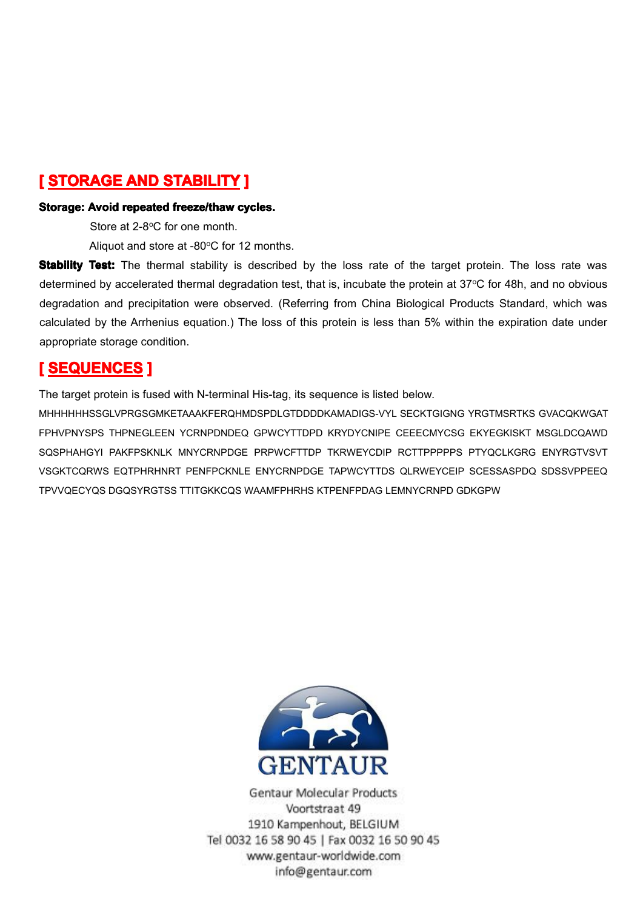## [ STORAGE AND STABILITY ]

**Storage: Avoid repeated freeze/thaw cycles.**

Store at 2-8°C for one month.

Aliquot and store at -80°C for 12 months.

**Stability Test:** The thermal stability is described by the loss rate of the target protein. The loss rate was determined by accelerated thermal degradation test, that is, incubate the protein at 37°C for 48h, and no obvious degradation and precipitation were observed. (Referring from China Biological Products Standard, which was calculated by the Arrhenius equation.) The loss of this protein is less than 5% within the expiration date under appropriate storage condition.

## [ SEQUENCES ]

The target protein is fused with N-terminal His-tag, its sequence is listed below.

MHHHHHHSSGLVPRGSGMKETAAAKFERQHMDSPDLGTDDDDKAMADIGS-VYL SECKTGIGNG YRGTMSRTKS GVACQKWGAT FPHVPNYSPS THPNEGLEEN YCRNPDNDEQ GPWCYTTDPD KRYDYCNIPE CEEECMYCSG EKYEGKISKT MSGLDCQAWD SQSPHAHGYI PAKFPSKNLK MNYCRNPDGE PRPWCFTTDP TKRWEYCDIP RCTTPPPPPS PTYQCLKGRG ENYRGTVSVT VSGKTCQRWS EQTPHRHNRT PENFPCKNLE ENYCRNPDGE TAPWCYTTDS QLRWEYCEIP SCESSASPDQ SDSSVPPEEQ TPVVQECYQS DGQSYRGTSS TTITGKKCQS WAAMFPHRHS KTPENFPDAG LEMNYCRNPD GDKGPW

GENTAUR

Gentaur Molecular Products
Voortstraat 49
1910 Kampenhout, BELGIUM
Tel 0032 16 58 90 45 | Fax 0032 16 50 90 45
www.gentaur-worldwide.com
info@gentaur.com